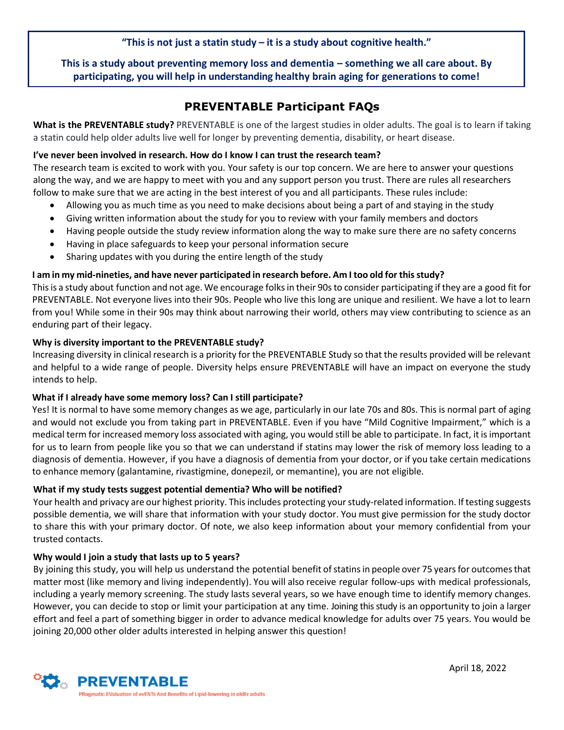**"This is not just a statin study – it is a study about cognitive health."**

**This is a study about preventing memory loss and dementia – something we all care about. By participating, you will help in understanding healthy brain aging for generations to come!**

## PREVENTABLE Participant FAQs

**What is the PREVENTABLE study?** PREVENTABLE is one of the largest studies in older adults. The goal is to learn if taking a statin could help older adults live well for longer by preventing dementia, disability, or heart disease.

**I've never been involved in research. How do I know I can trust the research team?**

The research team is excited to work with you. Your safety is our top concern. We are here to answer your questions along the way, and we are happy to meet with you and any support person you trust. There are rules all researchers follow to make sure that we are acting in the best interest of you and all participants. These rules include:

- Allowing you as much time as you need to make decisions about being a part of and staying in the study
- Giving written information about the study for you to review with your family members and doctors
- Having people outside the study review information along the way to make sure there are no safety concerns
- Having in place safeguards to keep your personal information secure
- Sharing updates with you during the entire length of the study

**I am in my mid-nineties, and have never participated in research before. Am I too old for this study?**

This is a study about function and not age. We encourage folks in their 90s to consider participating if they are a good fit for PREVENTABLE. Not everyone lives into their 90s. People who live this long are unique and resilient. We have a lot to learn from you! While some in their 90s may think about narrowing their world, others may view contributing to science as an enduring part of their legacy.

**Why is diversity important to the PREVENTABLE study?**

Increasing diversity in clinical research is a priority for the PREVENTABLE Study so that the results provided will be relevant and helpful to a wide range of people. Diversity helps ensure PREVENTABLE will have an impact on everyone the study intends to help.

**What if I already have some memory loss? Can I still participate?**

Yes! It is normal to have some memory changes as we age, particularly in our late 70s and 80s. This is normal part of aging and would not exclude you from taking part in PREVENTABLE. Even if you have "Mild Cognitive Impairment," which is a medical term for increased memory loss associated with aging, you would still be able to participate. In fact, it is important for us to learn from people like you so that we can understand if statins may lower the risk of memory loss leading to a diagnosis of dementia. However, if you have a diagnosis of dementia from your doctor, or if you take certain medications to enhance memory (galantamine, rivastigmine, donepezil, or memantine), you are not eligible.

**What if my study tests suggest potential dementia? Who will be notified?**

Your health and privacy are our highest priority. This includes protecting your study-related information. If testing suggests possible dementia, we will share that information with your study doctor. You must give permission for the study doctor to share this with your primary doctor. Of note, we also keep information about your memory confidential from your trusted contacts.

**Why would I join a study that lasts up to 5 years?**

By joining this study, you will help us understand the potential benefit of statins in people over 75 years for outcomes that matter most (like memory and living independently). You will also receive regular follow-ups with medical professionals, including a yearly memory screening. The study lasts several years, so we have enough time to identify memory changes. However, you can decide to stop or limit your participation at any time. Joining this study is an opportunity to join a larger effort and feel a part of something bigger in order to advance medical knowledge for adults over 75 years. You would be joining 20,000 other older adults interested in helping answer this question!

April 18, 2022

PREVENTABLE

PRagmatic EValuation of evENTs And Benefits of Lipid-lowering in oldEr adults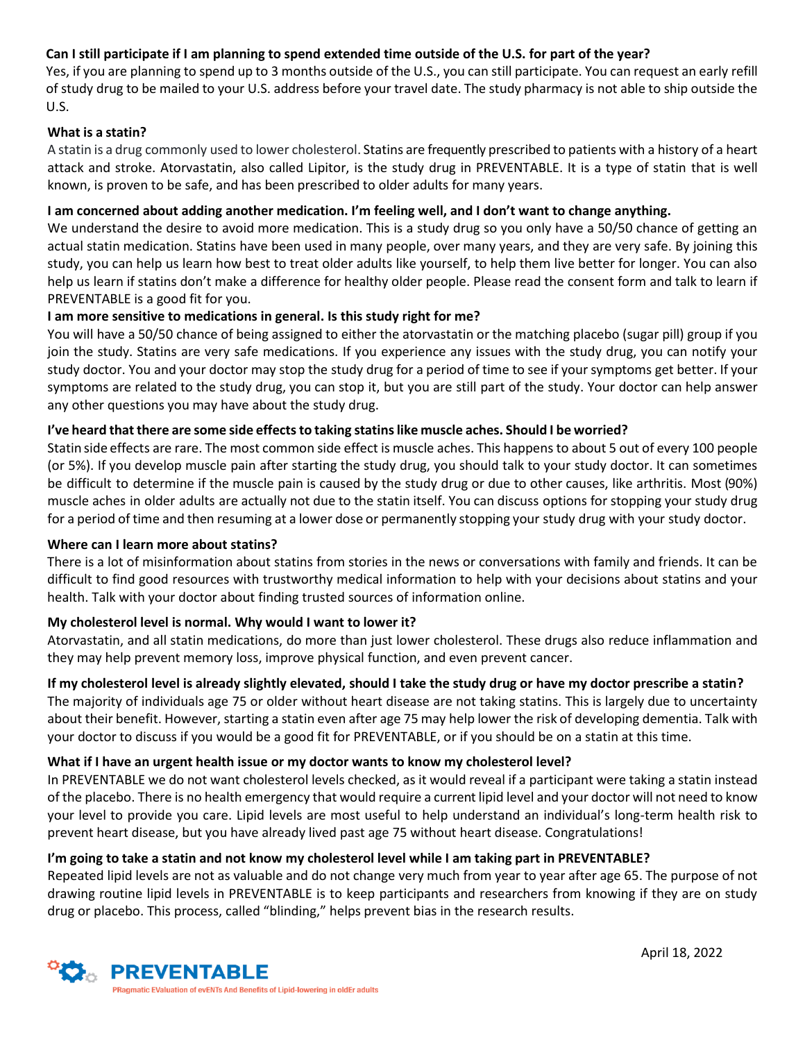**Can I still participate if I am planning to spend extended time outside of the U.S. for part of the year?**

Yes, if you are planning to spend up to 3 months outside of the U.S., you can still participate. You can request an early refill of study drug to be mailed to your U.S. address before your travel date. The study pharmacy is not able to ship outside the U.S.

**What is a statin?**

A statin is a drug commonly used to lower cholesterol. Statins are frequently prescribed to patients with a history of a heart attack and stroke. Atorvastatin, also called Lipitor, is the study drug in PREVENTABLE. It is a type of statin that is well known, is proven to be safe, and has been prescribed to older adults for many years.

**I am concerned about adding another medication. I'm feeling well, and I don't want to change anything.**

We understand the desire to avoid more medication. This is a study drug so you only have a 50/50 chance of getting an actual statin medication. Statins have been used in many people, over many years, and they are very safe. By joining this study, you can help us learn how best to treat older adults like yourself, to help them live better for longer. You can also help us learn if statins don't make a difference for healthy older people. Please read the consent form and talk to learn if PREVENTABLE is a good fit for you.

**I am more sensitive to medications in general. Is this study right for me?**

You will have a 50/50 chance of being assigned to either the atorvastatin or the matching placebo (sugar pill) group if you join the study. Statins are very safe medications. If you experience any issues with the study drug, you can notify your study doctor. You and your doctor may stop the study drug for a period of time to see if your symptoms get better. If your symptoms are related to the study drug, you can stop it, but you are still part of the study. Your doctor can help answer any other questions you may have about the study drug.

**I've heard that there are some side effects to taking statins like muscle aches. Should I be worried?**

Statin side effects are rare. The most common side effect is muscle aches. This happens to about 5 out of every 100 people (or 5%). If you develop muscle pain after starting the study drug, you should talk to your study doctor. It can sometimes be difficult to determine if the muscle pain is caused by the study drug or due to other causes, like arthritis. Most (90%) muscle aches in older adults are actually not due to the statin itself. You can discuss options for stopping your study drug for a period of time and then resuming at a lower dose or permanently stopping your study drug with your study doctor.

**Where can I learn more about statins?**

There is a lot of misinformation about statins from stories in the news or conversations with family and friends. It can be difficult to find good resources with trustworthy medical information to help with your decisions about statins and your health. Talk with your doctor about finding trusted sources of information online.

**My cholesterol level is normal. Why would I want to lower it?**

Atorvastatin, and all statin medications, do more than just lower cholesterol. These drugs also reduce inflammation and they may help prevent memory loss, improve physical function, and even prevent cancer.

**If my cholesterol level is already slightly elevated, should I take the study drug or have my doctor prescribe a statin?**

The majority of individuals age 75 or older without heart disease are not taking statins. This is largely due to uncertainty about their benefit. However, starting a statin even after age 75 may help lower the risk of developing dementia. Talk with your doctor to discuss if you would be a good fit for PREVENTABLE, or if you should be on a statin at this time.

**What if I have an urgent health issue or my doctor wants to know my cholesterol level?**

In PREVENTABLE we do not want cholesterol levels checked, as it would reveal if a participant were taking a statin instead of the placebo. There is no health emergency that would require a current lipid level and your doctor will not need to know your level to provide you care. Lipid levels are most useful to help understand an individual's long-term health risk to prevent heart disease, but you have already lived past age 75 without heart disease. Congratulations!

**I'm going to take a statin and not know my cholesterol level while I am taking part in PREVENTABLE?**

Repeated lipid levels are not as valuable and do not change very much from year to year after age 65. The purpose of not drawing routine lipid levels in PREVENTABLE is to keep participants and researchers from knowing if they are on study drug or placebo. This process, called "blinding," helps prevent bias in the research results.

April 18, 2022

**PREVENTABLE**

PRagmatic EValuation of evENTs And Benefits of Lipid-lowering in oldEr adults